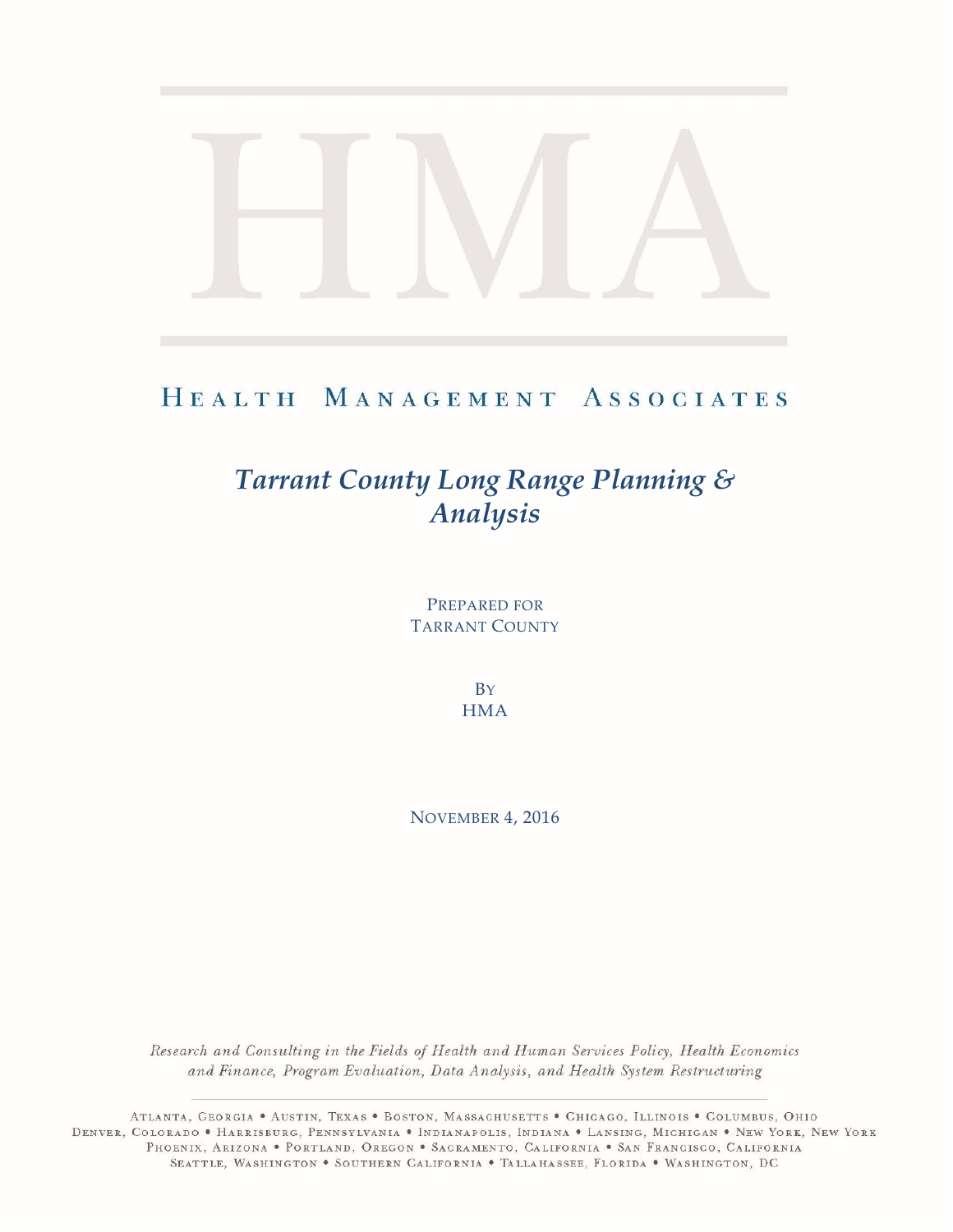# Health Management Associates

## *Tarrant County Long Range Planning & Analysis*

PREPARED FOR
TARRANT COUNTY

BY
HMA

NOVEMBER 4, 2016

*Research and Consulting in the Fields of Health and Human Services Policy, Health Economics and Finance, Program Evaluation, Data Analysis, and Health System Restructuring*

ATLANTA, GEORGIA • AUSTIN, TEXAS • BOSTON, MASSACHUSETTS • CHICAGO, ILLINOIS • COLUMBUS, OHIO
DENVER, COLORADO • HARRISBURG, PENNSYLVANIA • INDIANAPOLIS, INDIANA • LANSING, MICHIGAN • NEW YORK, NEW YORK
PHOENIX, ARIZONA • PORTLAND, OREGON • SACRAMENTO, CALIFORNIA • SAN FRANCISCO, CALIFORNIA
SEATTLE, WASHINGTON • SOUTHERN CALIFORNIA • TALLAHASSEE, FLORIDA • WASHINGTON, DC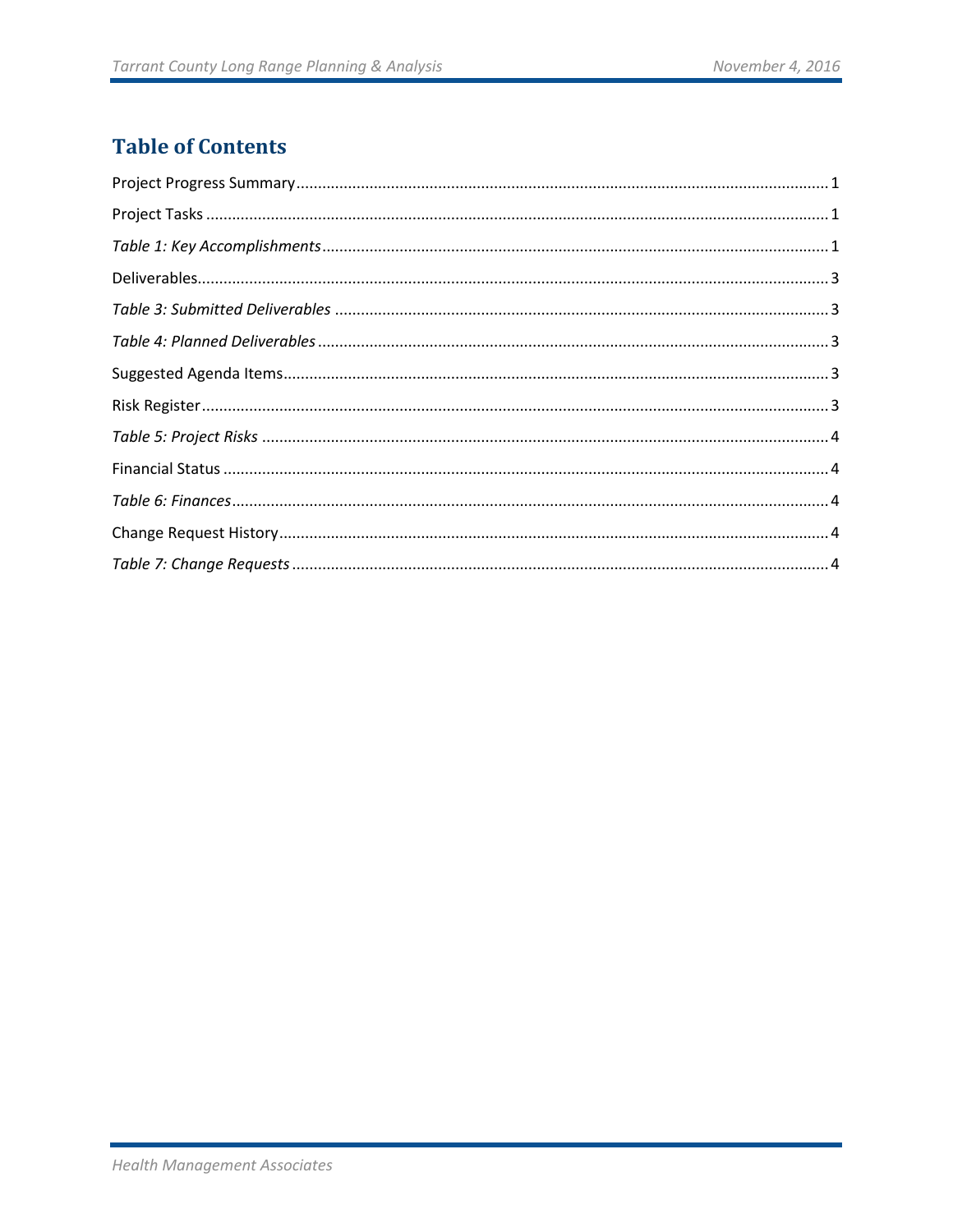# Table of Contents

Project Progress Summary ........................................................................................................ 1

Project Tasks ............................................................................................................................ 1

*Table 1: Key Accomplishments* ............................................................................................... 1

Deliverables .............................................................................................................................. 3

*Table 3: Submitted Deliverables* ............................................................................................. 3

*Table 4: Planned Deliverables* ................................................................................................. 3

Suggested Agenda Items ........................................................................................................... 3

Risk Register .............................................................................................................................. 3

*Table 5: Project Risks* ............................................................................................................. 4

Financial Status ......................................................................................................................... 4

*Table 6: Finances* ..................................................................................................................... 4

Change Request History ............................................................................................................ 4

*Table 7: Change Requests* ....................................................................................................... 4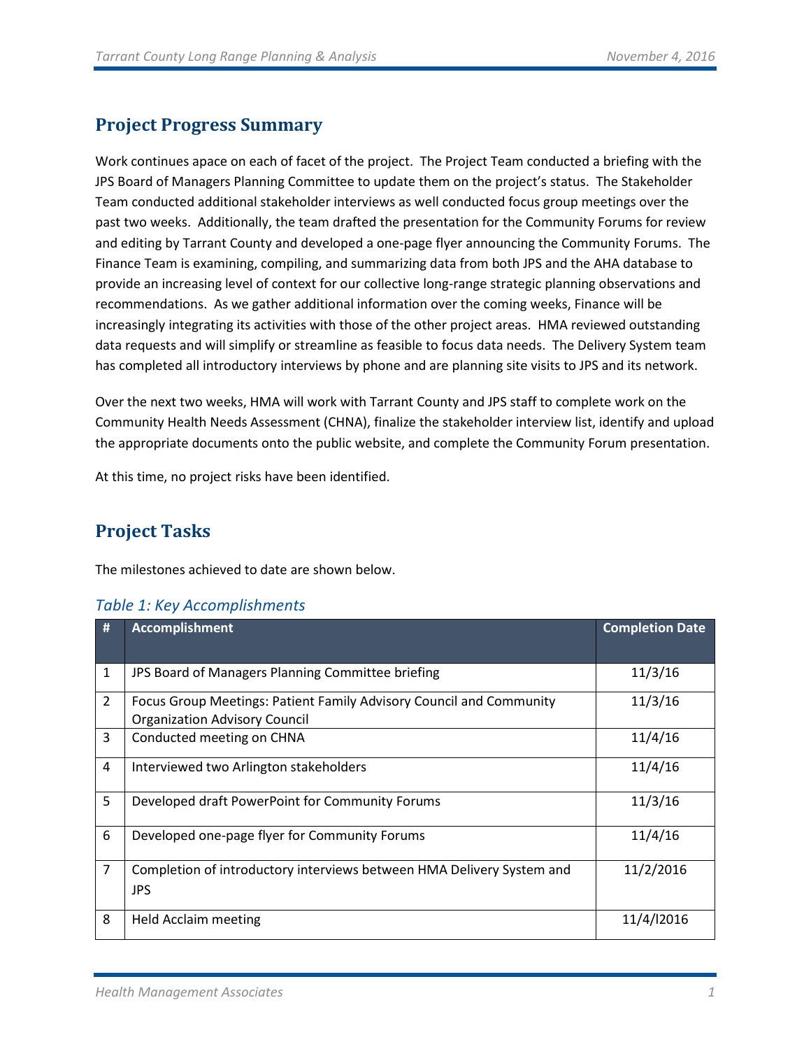## Project Progress Summary

Work continues apace on each of facet of the project. The Project Team conducted a briefing with the JPS Board of Managers Planning Committee to update them on the project's status. The Stakeholder Team conducted additional stakeholder interviews as well conducted focus group meetings over the past two weeks. Additionally, the team drafted the presentation for the Community Forums for review and editing by Tarrant County and developed a one-page flyer announcing the Community Forums. The Finance Team is examining, compiling, and summarizing data from both JPS and the AHA database to provide an increasing level of context for our collective long-range strategic planning observations and recommendations. As we gather additional information over the coming weeks, Finance will be increasingly integrating its activities with those of the other project areas. HMA reviewed outstanding data requests and will simplify or streamline as feasible to focus data needs. The Delivery System team has completed all introductory interviews by phone and are planning site visits to JPS and its network.

Over the next two weeks, HMA will work with Tarrant County and JPS staff to complete work on the Community Health Needs Assessment (CHNA), finalize the stakeholder interview list, identify and upload the appropriate documents onto the public website, and complete the Community Forum presentation.

At this time, no project risks have been identified.

## Project Tasks

The milestones achieved to date are shown below.

*Table 1: Key Accomplishments*

| # | Accomplishment | Completion Date |
|---|---|---|
| 1 | JPS Board of Managers Planning Committee briefing | 11/3/16 |
| 2 | Focus Group Meetings: Patient Family Advisory Council and Community Organization Advisory Council | 11/3/16 |
| 3 | Conducted meeting on CHNA | 11/4/16 |
| 4 | Interviewed two Arlington stakeholders | 11/4/16 |
| 5 | Developed draft PowerPoint for Community Forums | 11/3/16 |
| 6 | Developed one-page flyer for Community Forums | 11/4/16 |
| 7 | Completion of introductory interviews between HMA Delivery System and JPS | 11/2/2016 |
| 8 | Held Acclaim meeting | 11/4/l2016 |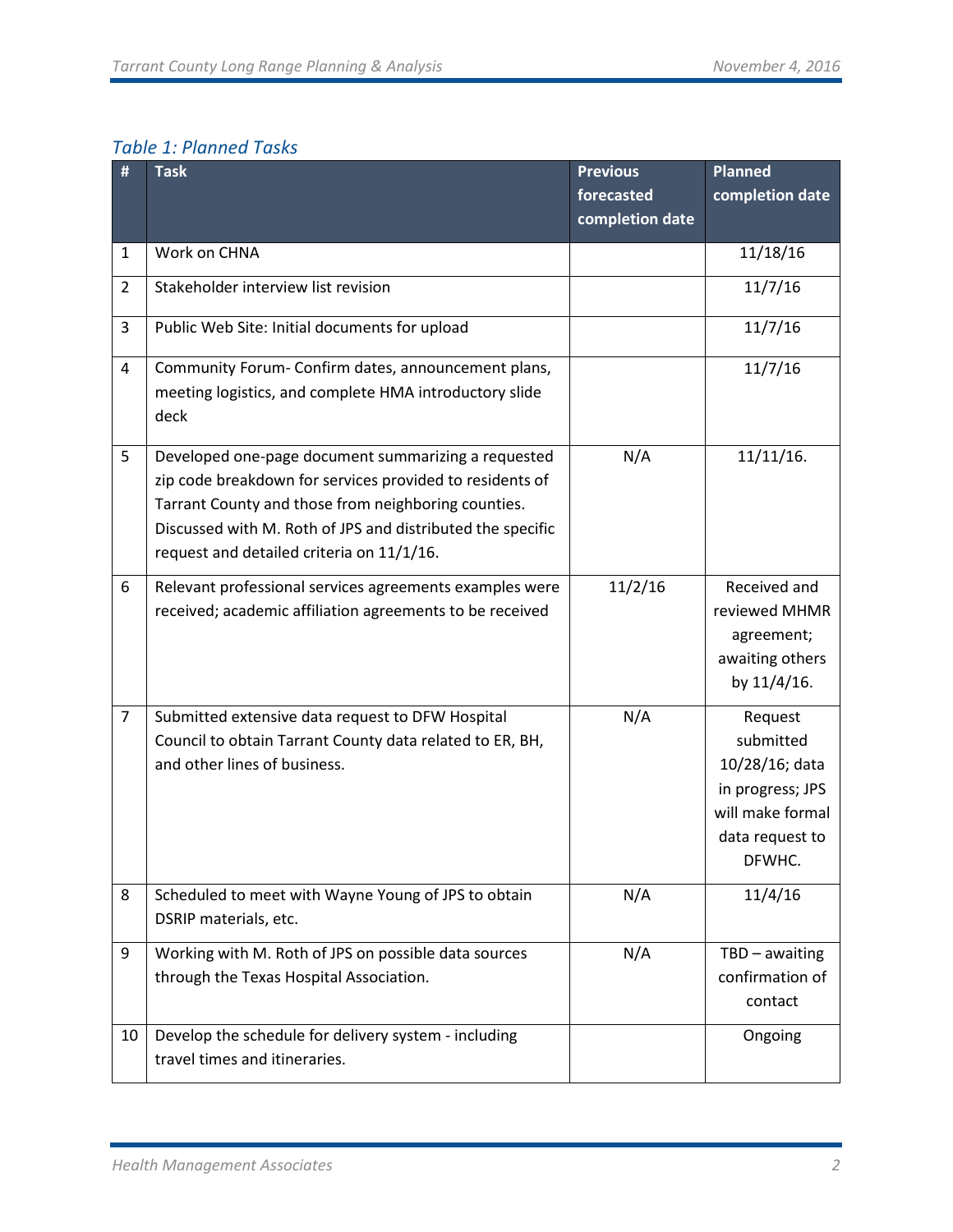*Table 1: Planned Tasks*

| # | Task | Previous forecasted completion date | Planned completion date |
|---|---|---|---|
| 1 | Work on CHNA | | 11/18/16 |
| 2 | Stakeholder interview list revision | | 11/7/16 |
| 3 | Public Web Site: Initial documents for upload | | 11/7/16 |
| 4 | Community Forum- Confirm dates, announcement plans, meeting logistics, and complete HMA introductory slide deck | | 11/7/16 |
| 5 | Developed one-page document summarizing a requested zip code breakdown for services provided to residents of Tarrant County and those from neighboring counties. Discussed with M. Roth of JPS and distributed the specific request and detailed criteria on 11/1/16. | N/A | 11/11/16. |
| 6 | Relevant professional services agreements examples were received; academic affiliation agreements to be received | 11/2/16 | Received and reviewed MHMR agreement; awaiting others by 11/4/16. |
| 7 | Submitted extensive data request to DFW Hospital Council to obtain Tarrant County data related to ER, BH, and other lines of business. | N/A | Request submitted 10/28/16; data in progress; JPS will make formal data request to DFWHC. |
| 8 | Scheduled to meet with Wayne Young of JPS to obtain DSRIP materials, etc. | N/A | 11/4/16 |
| 9 | Working with M. Roth of JPS on possible data sources through the Texas Hospital Association. | N/A | TBD – awaiting confirmation of contact |
| 10 | Develop the schedule for delivery system - including travel times and itineraries. | | Ongoing |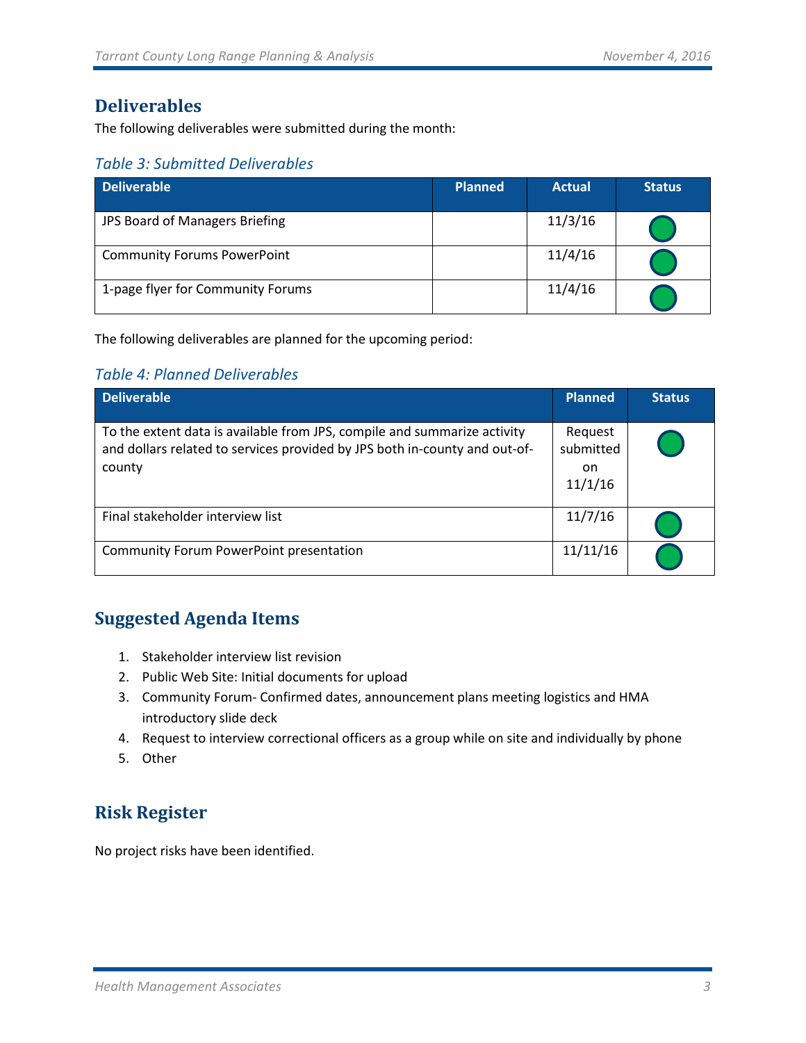## Deliverables

The following deliverables were submitted during the month:

*Table 3: Submitted Deliverables*

| Deliverable | Planned | Actual | Status |
|---|---|---|---|
| JPS Board of Managers Briefing | | 11/3/16 | ● |
| Community Forums PowerPoint | | 11/4/16 | ● |
| 1-page flyer for Community Forums | | 11/4/16 | ● |

The following deliverables are planned for the upcoming period:

*Table 4: Planned Deliverables*

| Deliverable | Planned | Status |
|---|---|---|
| To the extent data is available from JPS, compile and summarize activity and dollars related to services provided by JPS both in-county and out-of-county | Request submitted on 11/1/16 | ● |
| Final stakeholder interview list | 11/7/16 | ● |
| Community Forum PowerPoint presentation | 11/11/16 | ● |

## Suggested Agenda Items

1. Stakeholder interview list revision
2. Public Web Site: Initial documents for upload
3. Community Forum- Confirmed dates, announcement plans meeting logistics and HMA introductory slide deck
4. Request to interview correctional officers as a group while on site and individually by phone
5. Other

## Risk Register

No project risks have been identified.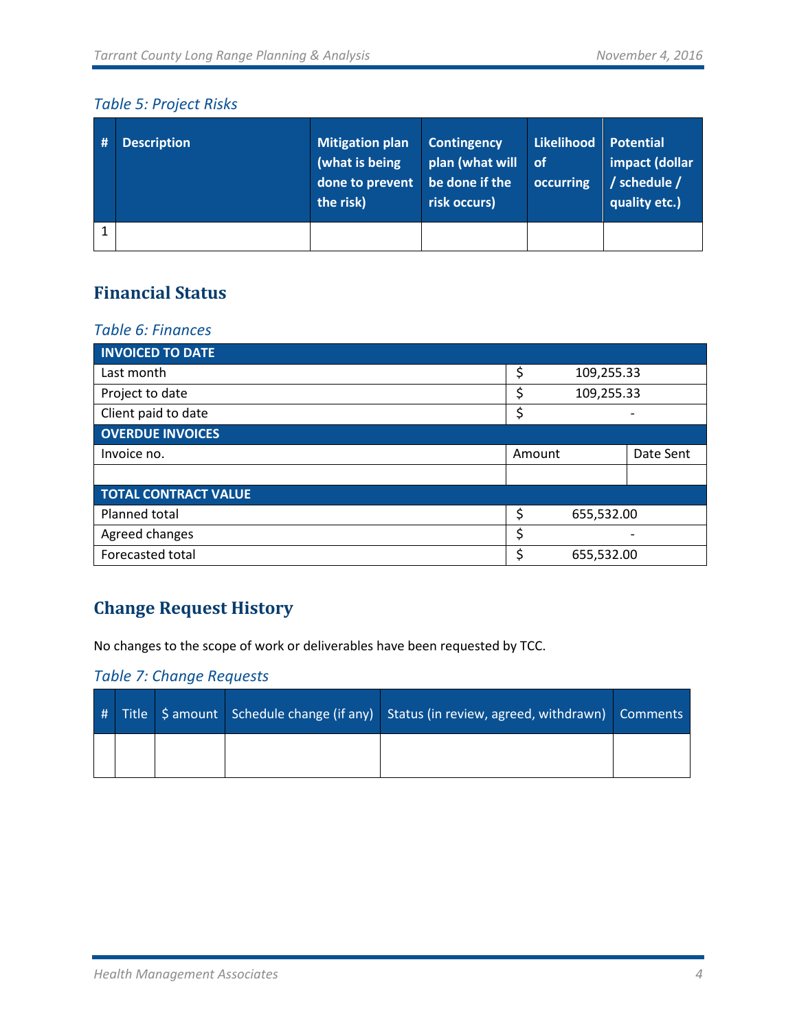*Table 5: Project Risks*

| # | Description | Mitigation plan (what is being done to prevent the risk) | Contingency plan (what will be done if the risk occurs) | Likelihood of occurring | Potential impact (dollar / schedule / quality etc.) |
|---|---|---|---|---|---|
| 1 | | | | | |

## Financial Status

*Table 6: Finances*

| INVOICED TO DATE | | |
|---|---|---|
| Last month | $ 109,255.33 | |
| Project to date | $ 109,255.33 | |
| Client paid to date | $ - | |
| **OVERDUE INVOICES** | | |
| Invoice no. | Amount | Date Sent |
| | | |
| **TOTAL CONTRACT VALUE** | | |
| Planned total | $ 655,532.00 | |
| Agreed changes | $ - | |
| Forecasted total | $ 655,532.00 | |

## Change Request History

No changes to the scope of work or deliverables have been requested by TCC.

*Table 7: Change Requests*

| # | Title | $ amount | Schedule change (if any) | Status (in review, agreed, withdrawn) | Comments |
|---|---|---|---|---|---|
| | | | | | |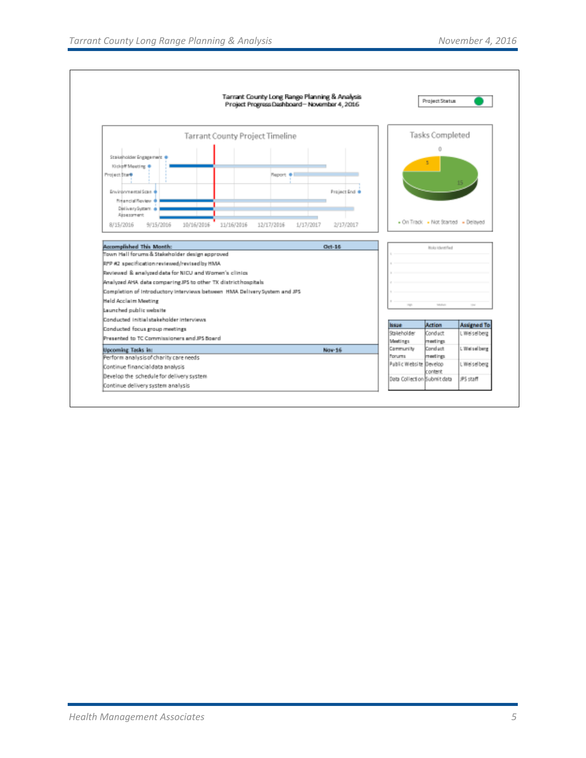Tarrant County Long Range Planning & Analysis
Project Progress Dashboard – November 4, 2016

Project Status

Tarrant County Project Timeline

Stakeholder Engagement
Kickoff Meeting
Project Start
Report
Environmental Scan
Project End
Financial Review
Delivery System Assessment
8/15/2016
9/15/2016
10/16/2016
11/16/2016
12/17/2016
1/17/2017
2/17/2017

Tasks Completed

0
5
15

On Track
Not Started
Delayed

| Accomplished This Month: | Oct-16 |
|---|---|
| Town Hall forums & Stakeholder design approved | |
| RFP #2 specification reviewed/revised by HMA | |
| Reviewed & analyzed data for NICU and Women's clinics | |
| Analyzed AHA data comparing JPS to other TX district hospitals | |
| Completion of introductory interviews between HMA Delivery System and JPS | |
| Held Acclaim Meeting | |
| Launched public website | |
| Conducted initial stakeholder interviews | |
| Conducted focus group meetings | |
| Presented to TC Commissioners and JPS Board | |
| **Upcoming Tasks in:** | **Nov-16** |
| Perform analysis of charity care needs | |
| Continue financial data analysis | |
| Develop the schedule for delivery system | |
| Continue delivery system analysis | |

Risks Identified

High
Medium
Low

| Issue | Action | Assigned To |
|---|---|---|
| Stakeholder Meetings | Conduct meetings | L Weiselberg |
| Community forums | Conduct meetings | L Weiselberg |
| Public Website | Develop content | L Weiselberg |
| Data Collection | Submit data | JPS staff |